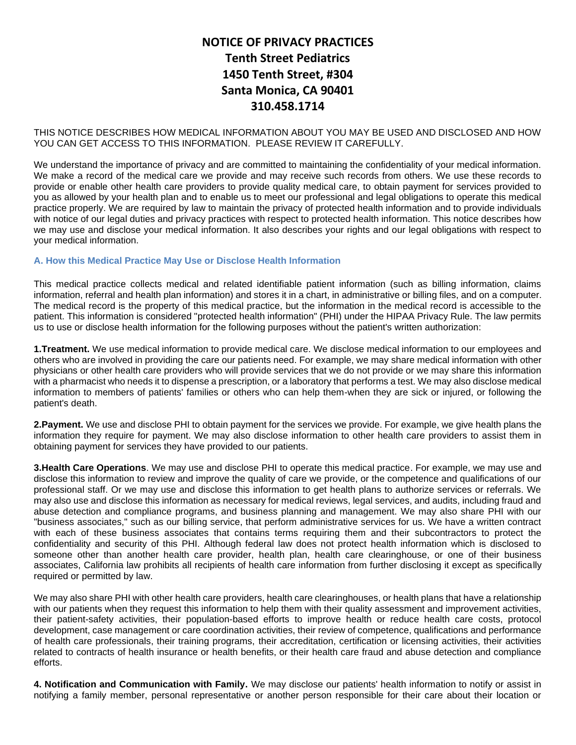# NOTICE OF PRIVACY PRACTICES
# Tenth Street Pediatrics
# 1450 Tenth Street, #304
# Santa Monica, CA 90401
# 310.458.1714

THIS NOTICE DESCRIBES HOW MEDICAL INFORMATION ABOUT YOU MAY BE USED AND DISCLOSED AND HOW YOU CAN GET ACCESS TO THIS INFORMATION. PLEASE REVIEW IT CAREFULLY.

We understand the importance of privacy and are committed to maintaining the confidentiality of your medical information. We make a record of the medical care we provide and may receive such records from others. We use these records to provide or enable other health care providers to provide quality medical care, to obtain payment for services provided to you as allowed by your health plan and to enable us to meet our professional and legal obligations to operate this medical practice properly. We are required by law to maintain the privacy of protected health information and to provide individuals with notice of our legal duties and privacy practices with respect to protected health information. This notice describes how we may use and disclose your medical information. It also describes your rights and our legal obligations with respect to your medical information.

## A. How this Medical Practice May Use or Disclose Health Information

This medical practice collects medical and related identifiable patient information (such as billing information, claims information, referral and health plan information) and stores it in a chart, in administrative or billing files, and on a computer. The medical record is the property of this medical practice, but the information in the medical record is accessible to the patient. This information is considered "protected health information" (PHI) under the HIPAA Privacy Rule. The law permits us to use or disclose health information for the following purposes without the patient's written authorization:

**1.Treatment.** We use medical information to provide medical care. We disclose medical information to our employees and others who are involved in providing the care our patients need. For example, we may share medical information with other physicians or other health care providers who will provide services that we do not provide or we may share this information with a pharmacist who needs it to dispense a prescription, or a laboratory that performs a test. We may also disclose medical information to members of patients' families or others who can help them-when they are sick or injured, or following the patient's death.

**2.Payment.** We use and disclose PHI to obtain payment for the services we provide. For example, we give health plans the information they require for payment. We may also disclose information to other health care providers to assist them in obtaining payment for services they have provided to our patients.

**3.Health Care Operations**. We may use and disclose PHI to operate this medical practice. For example, we may use and disclose this information to review and improve the quality of care we provide, or the competence and qualifications of our professional staff. Or we may use and disclose this information to get health plans to authorize services or referrals. We may also use and disclose this information as necessary for medical reviews, legal services, and audits, including fraud and abuse detection and compliance programs, and business planning and management. We may also share PHI with our "business associates," such as our billing service, that perform administrative services for us. We have a written contract with each of these business associates that contains terms requiring them and their subcontractors to protect the confidentiality and security of this PHI. Although federal law does not protect health information which is disclosed to someone other than another health care provider, health plan, health care clearinghouse, or one of their business associates, California law prohibits all recipients of health care information from further disclosing it except as specifically required or permitted by law.

We may also share PHI with other health care providers, health care clearinghouses, or health plans that have a relationship with our patients when they request this information to help them with their quality assessment and improvement activities, their patient-safety activities, their population-based efforts to improve health or reduce health care costs, protocol development, case management or care coordination activities, their review of competence, qualifications and performance of health care professionals, their training programs, their accreditation, certification or licensing activities, their activities related to contracts of health insurance or health benefits, or their health care fraud and abuse detection and compliance efforts.

**4. Notification and Communication with Family.** We may disclose our patients' health information to notify or assist in notifying a family member, personal representative or another person responsible for their care about their location or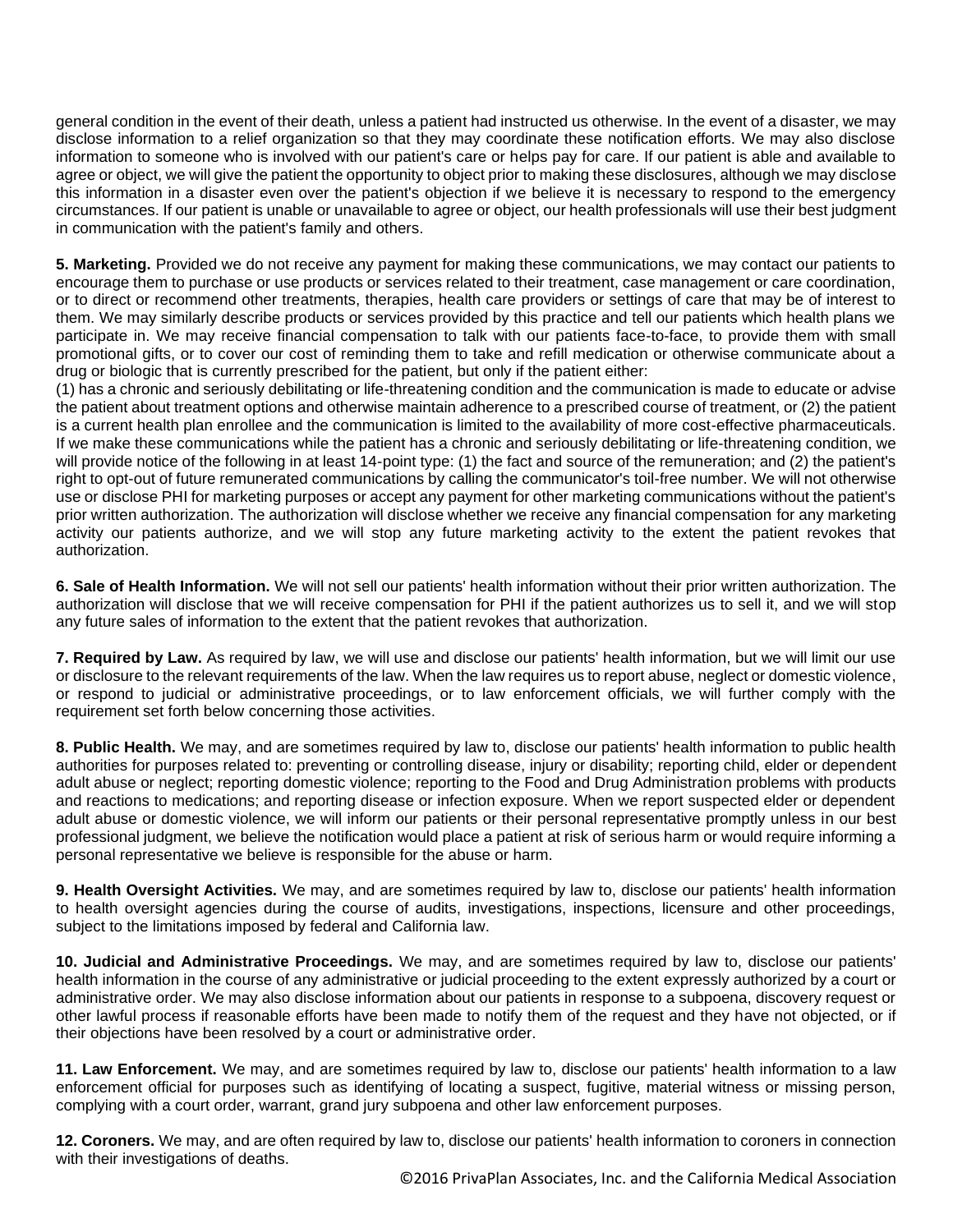general condition in the event of their death, unless a patient had instructed us otherwise. In the event of a disaster, we may disclose information to a relief organization so that they may coordinate these notification efforts. We may also disclose information to someone who is involved with our patient's care or helps pay for care. If our patient is able and available to agree or object, we will give the patient the opportunity to object prior to making these disclosures, although we may disclose this information in a disaster even over the patient's objection if we believe it is necessary to respond to the emergency circumstances. If our patient is unable or unavailable to agree or object, our health professionals will use their best judgment in communication with the patient's family and others.

**5. Marketing.** Provided we do not receive any payment for making these communications, we may contact our patients to encourage them to purchase or use products or services related to their treatment, case management or care coordination, or to direct or recommend other treatments, therapies, health care providers or settings of care that may be of interest to them. We may similarly describe products or services provided by this practice and tell our patients which health plans we participate in. We may receive financial compensation to talk with our patients face-to-face, to provide them with small promotional gifts, or to cover our cost of reminding them to take and refill medication or otherwise communicate about a drug or biologic that is currently prescribed for the patient, but only if the patient either:
(1) has a chronic and seriously debilitating or life-threatening condition and the communication is made to educate or advise the patient about treatment options and otherwise maintain adherence to a prescribed course of treatment, or (2) the patient is a current health plan enrollee and the communication is limited to the availability of more cost-effective pharmaceuticals. If we make these communications while the patient has a chronic and seriously debilitating or life-threatening condition, we will provide notice of the following in at least 14-point type: (1) the fact and source of the remuneration; and (2) the patient's right to opt-out of future remunerated communications by calling the communicator's toll-free number. We will not otherwise use or disclose PHI for marketing purposes or accept any payment for other marketing communications without the patient's prior written authorization. The authorization will disclose whether we receive any financial compensation for any marketing activity our patients authorize, and we will stop any future marketing activity to the extent the patient revokes that authorization.

**6. Sale of Health Information.** We will not sell our patients' health information without their prior written authorization. The authorization will disclose that we will receive compensation for PHI if the patient authorizes us to sell it, and we will stop any future sales of information to the extent that the patient revokes that authorization.

**7. Required by Law.** As required by law, we will use and disclose our patients' health information, but we will limit our use or disclosure to the relevant requirements of the law. When the law requires us to report abuse, neglect or domestic violence, or respond to judicial or administrative proceedings, or to law enforcement officials, we will further comply with the requirement set forth below concerning those activities.

**8. Public Health.** We may, and are sometimes required by law to, disclose our patients' health information to public health authorities for purposes related to: preventing or controlling disease, injury or disability; reporting child, elder or dependent adult abuse or neglect; reporting domestic violence; reporting to the Food and Drug Administration problems with products and reactions to medications; and reporting disease or infection exposure. When we report suspected elder or dependent adult abuse or domestic violence, we will inform our patients or their personal representative promptly unless in our best professional judgment, we believe the notification would place a patient at risk of serious harm or would require informing a personal representative we believe is responsible for the abuse or harm.

**9. Health Oversight Activities.** We may, and are sometimes required by law to, disclose our patients' health information to health oversight agencies during the course of audits, investigations, inspections, licensure and other proceedings, subject to the limitations imposed by federal and California law.

**10. Judicial and Administrative Proceedings.** We may, and are sometimes required by law to, disclose our patients' health information in the course of any administrative or judicial proceeding to the extent expressly authorized by a court or administrative order. We may also disclose information about our patients in response to a subpoena, discovery request or other lawful process if reasonable efforts have been made to notify them of the request and they have not objected, or if their objections have been resolved by a court or administrative order.

**11. Law Enforcement.** We may, and are sometimes required by law to, disclose our patients' health information to a law enforcement official for purposes such as identifying of locating a suspect, fugitive, material witness or missing person, complying with a court order, warrant, grand jury subpoena and other law enforcement purposes.

**12. Coroners.** We may, and are often required by law to, disclose our patients' health information to coroners in connection with their investigations of deaths.

©2016 PrivaPlan Associates, Inc. and the California Medical Association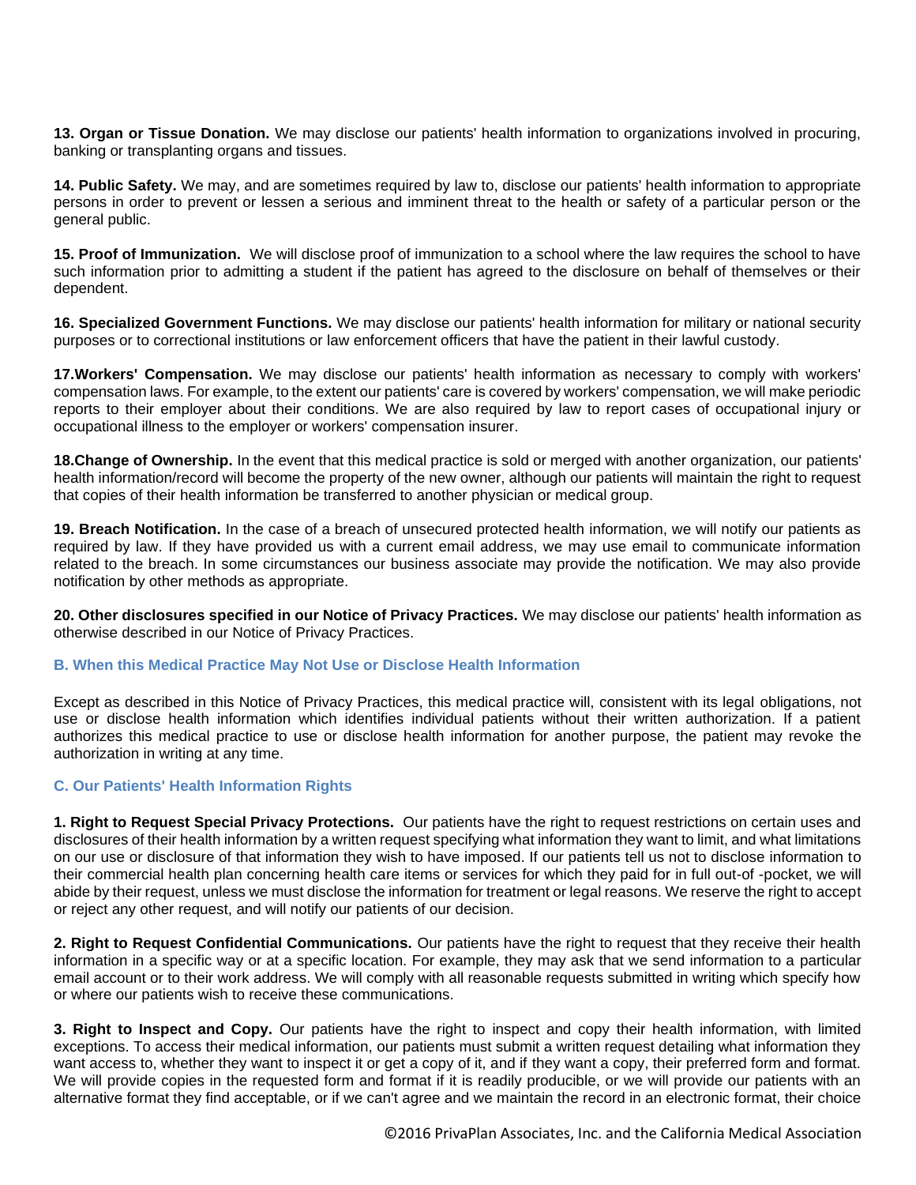**13. Organ or Tissue Donation.** We may disclose our patients' health information to organizations involved in procuring, banking or transplanting organs and tissues.

**14. Public Safety.** We may, and are sometimes required by law to, disclose our patients' health information to appropriate persons in order to prevent or lessen a serious and imminent threat to the health or safety of a particular person or the general public.

**15. Proof of Immunization.** We will disclose proof of immunization to a school where the law requires the school to have such information prior to admitting a student if the patient has agreed to the disclosure on behalf of themselves or their dependent.

**16. Specialized Government Functions.** We may disclose our patients' health information for military or national security purposes or to correctional institutions or law enforcement officers that have the patient in their lawful custody.

**17.Workers' Compensation.** We may disclose our patients' health information as necessary to comply with workers' compensation laws. For example, to the extent our patients' care is covered by workers' compensation, we will make periodic reports to their employer about their conditions. We are also required by law to report cases of occupational injury or occupational illness to the employer or workers' compensation insurer.

**18.Change of Ownership.** In the event that this medical practice is sold or merged with another organization, our patients' health information/record will become the property of the new owner, although our patients will maintain the right to request that copies of their health information be transferred to another physician or medical group.

**19. Breach Notification.** In the case of a breach of unsecured protected health information, we will notify our patients as required by law. If they have provided us with a current email address, we may use email to communicate information related to the breach. In some circumstances our business associate may provide the notification. We may also provide notification by other methods as appropriate.

**20. Other disclosures specified in our Notice of Privacy Practices.** We may disclose our patients' health information as otherwise described in our Notice of Privacy Practices.

### B. When this Medical Practice May Not Use or Disclose Health Information

Except as described in this Notice of Privacy Practices, this medical practice will, consistent with its legal obligations, not use or disclose health information which identifies individual patients without their written authorization. If a patient authorizes this medical practice to use or disclose health information for another purpose, the patient may revoke the authorization in writing at any time.

### C. Our Patients' Health Information Rights

**1. Right to Request Special Privacy Protections.** Our patients have the right to request restrictions on certain uses and disclosures of their health information by a written request specifying what information they want to limit, and what limitations on our use or disclosure of that information they wish to have imposed. If our patients tell us not to disclose information to their commercial health plan concerning health care items or services for which they paid for in full out-of -pocket, we will abide by their request, unless we must disclose the information for treatment or legal reasons. We reserve the right to accept or reject any other request, and will notify our patients of our decision.

**2. Right to Request Confidential Communications.** Our patients have the right to request that they receive their health information in a specific way or at a specific location. For example, they may ask that we send information to a particular email account or to their work address. We will comply with all reasonable requests submitted in writing which specify how or where our patients wish to receive these communications.

**3. Right to Inspect and Copy.** Our patients have the right to inspect and copy their health information, with limited exceptions. To access their medical information, our patients must submit a written request detailing what information they want access to, whether they want to inspect it or get a copy of it, and if they want a copy, their preferred form and format. We will provide copies in the requested form and format if it is readily producible, or we will provide our patients with an alternative format they find acceptable, or if we can't agree and we maintain the record in an electronic format, their choice

©2016 PrivaPlan Associates, Inc. and the California Medical Association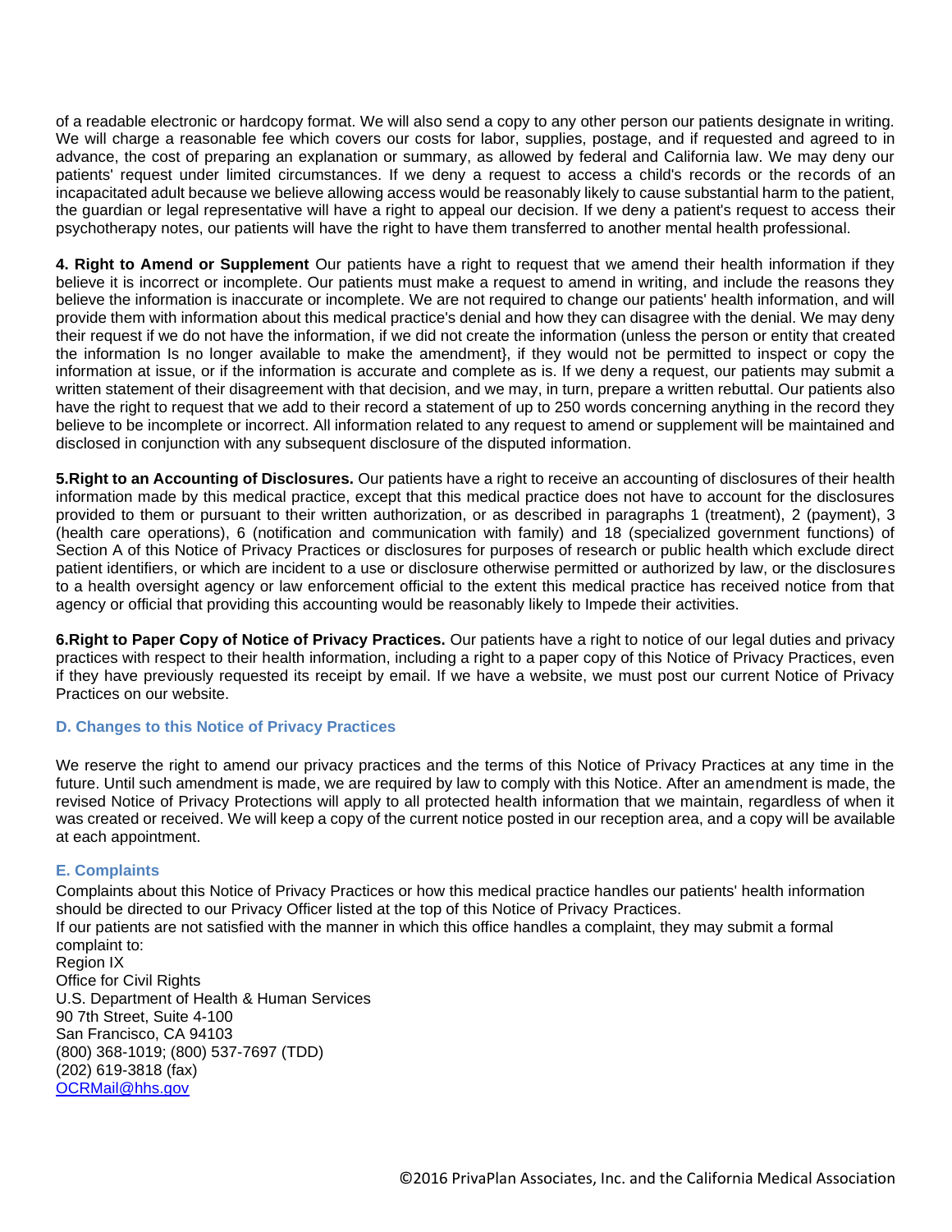of a readable electronic or hardcopy format. We will also send a copy to any other person our patients designate in writing. We will charge a reasonable fee which covers our costs for labor, supplies, postage, and if requested and agreed to in advance, the cost of preparing an explanation or summary, as allowed by federal and California law. We may deny our patients' request under limited circumstances. If we deny a request to access a child's records or the records of an incapacitated adult because we believe allowing access would be reasonably likely to cause substantial harm to the patient, the guardian or legal representative will have a right to appeal our decision. If we deny a patient's request to access their psychotherapy notes, our patients will have the right to have them transferred to another mental health professional.

**4. Right to Amend or Supplement** Our patients have a right to request that we amend their health information if they believe it is incorrect or incomplete. Our patients must make a request to amend in writing, and include the reasons they believe the information is inaccurate or incomplete. We are not required to change our patients' health information, and will provide them with information about this medical practice's denial and how they can disagree with the denial. We may deny their request if we do not have the information, if we did not create the information (unless the person or entity that created the information Is no longer available to make the amendment}, if they would not be permitted to inspect or copy the information at issue, or if the information is accurate and complete as is. If we deny a request, our patients may submit a written statement of their disagreement with that decision, and we may, in turn, prepare a written rebuttal. Our patients also have the right to request that we add to their record a statement of up to 250 words concerning anything in the record they believe to be incomplete or incorrect. All information related to any request to amend or supplement will be maintained and disclosed in conjunction with any subsequent disclosure of the disputed information.

**5.Right to an Accounting of Disclosures.** Our patients have a right to receive an accounting of disclosures of their health information made by this medical practice, except that this medical practice does not have to account for the disclosures provided to them or pursuant to their written authorization, or as described in paragraphs 1 (treatment), 2 (payment), 3 (health care operations), 6 (notification and communication with family) and 18 (specialized government functions) of Section A of this Notice of Privacy Practices or disclosures for purposes of research or public health which exclude direct patient identifiers, or which are incident to a use or disclosure otherwise permitted or authorized by law, or the disclosures to a health oversight agency or law enforcement official to the extent this medical practice has received notice from that agency or official that providing this accounting would be reasonably likely to Impede their activities.

**6.Right to Paper Copy of Notice of Privacy Practices.** Our patients have a right to notice of our legal duties and privacy practices with respect to their health information, including a right to a paper copy of this Notice of Privacy Practices, even if they have previously requested its receipt by email. If we have a website, we must post our current Notice of Privacy Practices on our website.

### D. Changes to this Notice of Privacy Practices

We reserve the right to amend our privacy practices and the terms of this Notice of Privacy Practices at any time in the future. Until such amendment is made, we are required by law to comply with this Notice. After an amendment is made, the revised Notice of Privacy Protections will apply to all protected health information that we maintain, regardless of when it was created or received. We will keep a copy of the current notice posted in our reception area, and a copy will be available at each appointment.

### E. Complaints

Complaints about this Notice of Privacy Practices or how this medical practice handles our patients' health information should be directed to our Privacy Officer listed at the top of this Notice of Privacy Practices.
If our patients are not satisfied with the manner in which this office handles a complaint, they may submit a formal complaint to:
Region IX
Office for Civil Rights
U.S. Department of Health & Human Services
90 7th Street, Suite 4-100
San Francisco, CA 94103
(800) 368-1019; (800) 537-7697 (TDD)
(202) 619-3818 (fax)
OCRMail@hhs.gov

©2016 PrivaPlan Associates, Inc. and the California Medical Association